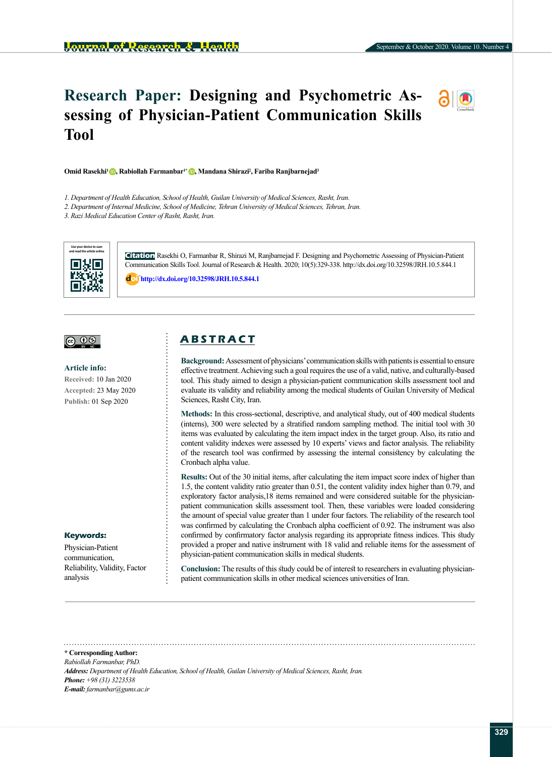# Research Paper: Designing and Psychometric Assessing of Physician-Patient Communication Skills Tool

**Omid Rasekhi[1], Rabiollah Farmanbar[1*], Mandana Shirazi[2], Fariba Ranjbarnejad[3]**

*1. Department of Health Education, School of Health, Guilan University of Medical Sciences, Rasht, Iran.*
*2. Department of Internal Medicine, School of Medicine, Tehran University of Medical Sciences, Tehran, Iran.*
*3. Razi Medical Education Center of Rasht, Rasht, Iran.*

**Citation** Rasekhi O, Farmanbar R, Shirazi M, Ranjbarnejad F. Designing and Psychometric Assessing of Physician-Patient Communication Skills Tool. Journal of Research & Health. 2020; 10(5):329-338. http://dx.doi.org/10.32598/JRH.10.5.844.1

http://dx.doi.org/10.32598/JRH.10.5.844.1

**Article info:**
Received: 10 Jan 2020
Accepted: 23 May 2020
Publish: 01 Sep 2020

**Keywords:**
Physician-Patient communication, Reliability, Validity, Factor analysis

## ABSTRACT

**Background:** Assessment of physicians' communication skills with patients is essential to ensure effective treatment. Achieving such a goal requires the use of a valid, native, and culturally-based tool. This study aimed to design a physician-patient communication skills assessment tool and evaluate its validity and reliability among the medical students of Guilan University of Medical Sciences, Rasht City, Iran.

**Methods:** In this cross-sectional, descriptive, and analytical study, out of 400 medical students (interns), 300 were selected by a stratified random sampling method. The initial tool with 30 items was evaluated by calculating the item impact index in the target group. Also, its ratio and content validity indexes were assessed by 10 experts' views and factor analysis. The reliability of the research tool was confirmed by assessing the internal consistency by calculating the Cronbach alpha value.

**Results:** Out of the 30 initial items, after calculating the item impact score index of higher than 1.5, the content validity ratio greater than 0.51, the content validity index higher than 0.79, and exploratory factor analysis,18 items remained and were considered suitable for the physician-patient communication skills assessment tool. Then, these variables were loaded considering the amount of special value greater than 1 under four factors. The reliability of the research tool was confirmed by calculating the Cronbach alpha coefficient of 0.92. The instrument was also confirmed by confirmatory factor analysis regarding its appropriate fitness indices. This study provided a proper and native instrument with 18 valid and reliable items for the assessment of physician-patient communication skills in medical students.

**Conclusion:** The results of this study could be of interest to researchers in evaluating physician-patient communication skills in other medical sciences universities of Iran.

**\* Corresponding Author:**
*Rabiollah Farmanbar, PhD.*
***Address:*** *Department of Health Education, School of Health, Guilan University of Medical Sciences, Rasht, Iran.*
***Phone:*** *+98 (31) 3223538*
***E-mail:*** *farmanbar@gums.ac.ir*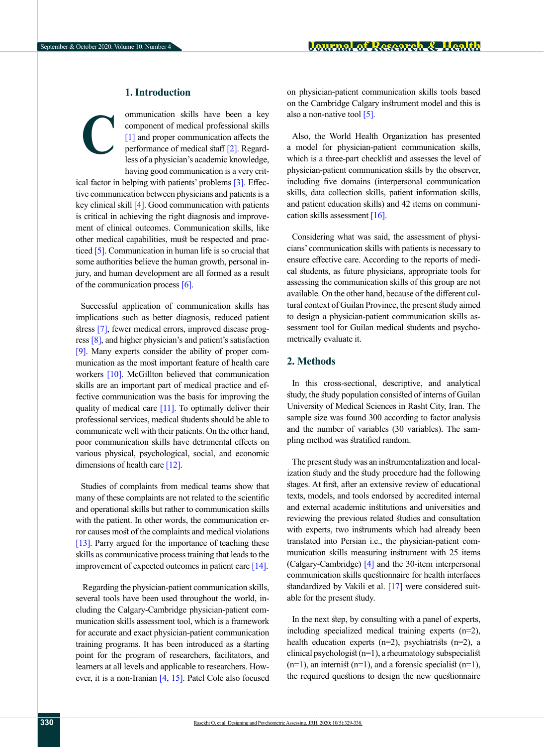## 1. Introduction

Communication skills have been a key component of medical professional skills [1] and proper communication affects the performance of medical staff [2]. Regardless of a physician's academic knowledge, having good communication is a very critical factor in helping with patients' problems [3]. Effective communication between physicians and patients is a key clinical skill [4]. Good communication with patients is critical in achieving the right diagnosis and improvement of clinical outcomes. Communication skills, like other medical capabilities, must be respected and practiced [5]. Communication in human life is so crucial that some authorities believe the human growth, personal injury, and human development are all formed as a result of the communication process [6].

Successful application of communication skills has implications such as better diagnosis, reduced patient stress [7], fewer medical errors, improved disease progress [8], and higher physician's and patient's satisfaction [9]. Many experts consider the ability of proper communication as the most important feature of health care workers [10]. McGillton believed that communication skills are an important part of medical practice and effective communication was the basis for improving the quality of medical care [11]. To optimally deliver their professional services, medical students should be able to communicate well with their patients. On the other hand, poor communication skills have detrimental effects on various physical, psychological, social, and economic dimensions of health care [12].

Studies of complaints from medical teams show that many of these complaints are not related to the scientific and operational skills but rather to communication skills with the patient. In other words, the communication error causes most of the complaints and medical violations [13]. Parry argued for the importance of teaching these skills as communicative process training that leads to the improvement of expected outcomes in patient care [14].

Regarding the physician-patient communication skills, several tools have been used throughout the world, including the Calgary-Cambridge physician-patient communication skills assessment tool, which is a framework for accurate and exact physician-patient communication training programs. It has been introduced as a starting point for the program of researchers, facilitators, and learners at all levels and applicable to researchers. However, it is a non-Iranian [4, 15]. Patel Cole also focused on physician-patient communication skills tools based on the Cambridge Calgary instrument model and this is also a non-native tool [5].

Also, the World Health Organization has presented a model for physician-patient communication skills, which is a three-part checklist and assesses the level of physician-patient communication skills by the observer, including five domains (interpersonal communication skills, data collection skills, patient information skills, and patient education skills) and 42 items on communication skills assessment [16].

Considering what was said, the assessment of physicians' communication skills with patients is necessary to ensure effective care. According to the reports of medical students, as future physicians, appropriate tools for assessing the communication skills of this group are not available. On the other hand, because of the different cultural context of Guilan Province, the present study aimed to design a physician-patient communication skills assessment tool for Guilan medical students and psychometrically evaluate it.

## 2. Methods

In this cross-sectional, descriptive, and analytical study, the study population consisted of interns of Guilan University of Medical Sciences in Rasht City, Iran. The sample size was found 300 according to factor analysis and the number of variables (30 variables). The sampling method was stratified random.

The present study was an instrumentalization and localization study and the study procedure had the following stages. At first, after an extensive review of educational texts, models, and tools endorsed by accredited internal and external academic institutions and universities and reviewing the previous related studies and consultation with experts, two instruments which had already been translated into Persian i.e., the physician-patient communication skills measuring instrument with 25 items (Calgary-Cambridge) [4] and the 30-item interpersonal communication skills questionnaire for health interfaces standardized by Vakili et al. [17] were considered suitable for the present study.

In the next step, by consulting with a panel of experts, including specialized medical training experts (n=2), health education experts (n=2), psychiatrists (n=2), a clinical psychologist (n=1), a rheumatology subspecialist (n=1), an internist (n=1), and a forensic specialist (n=1), the required questions to design the new questionnaire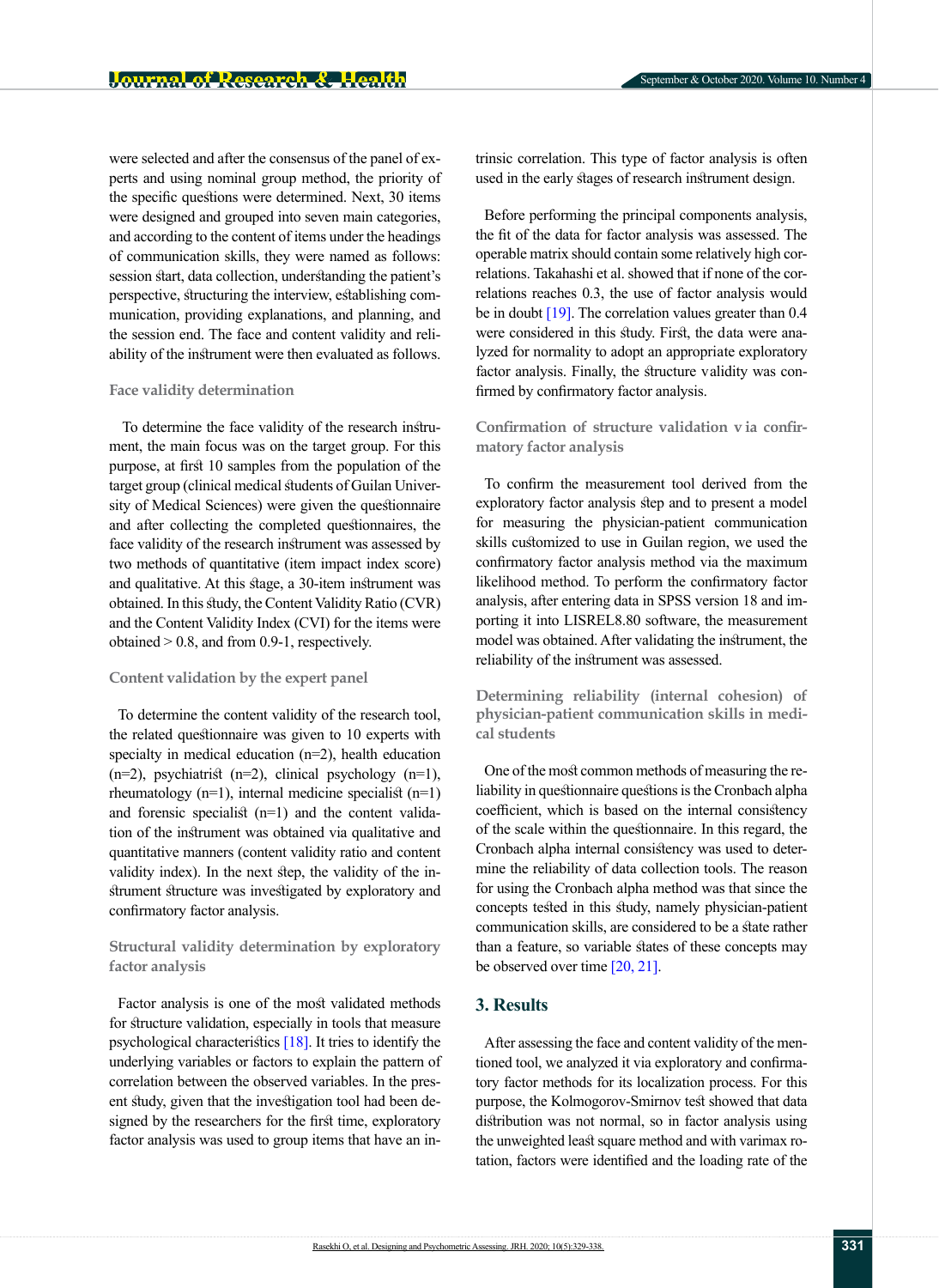were selected and after the consensus of the panel of experts and using nominal group method, the priority of the specific questions were determined. Next, 30 items were designed and grouped into seven main categories, and according to the content of items under the headings of communication skills, they were named as follows: session start, data collection, understanding the patient's perspective, structuring the interview, establishing communication, providing explanations, and planning, and the session end. The face and content validity and reliability of the instrument were then evaluated as follows.

### Face validity determination

To determine the face validity of the research instrument, the main focus was on the target group. For this purpose, at first 10 samples from the population of the target group (clinical medical students of Guilan University of Medical Sciences) were given the questionnaire and after collecting the completed questionnaires, the face validity of the research instrument was assessed by two methods of quantitative (item impact index score) and qualitative. At this stage, a 30-item instrument was obtained. In this study, the Content Validity Ratio (CVR) and the Content Validity Index (CVI) for the items were obtained > 0.8, and from 0.9-1, respectively.

### Content validation by the expert panel

To determine the content validity of the research tool, the related questionnaire was given to 10 experts with specialty in medical education (n=2), health education (n=2), psychiatrist (n=2), clinical psychology (n=1), rheumatology (n=1), internal medicine specialist (n=1) and forensic specialist (n=1) and the content validation of the instrument was obtained via qualitative and quantitative manners (content validity ratio and content validity index). In the next step, the validity of the instrument structure was investigated by exploratory and confirmatory factor analysis.

### Structural validity determination by exploratory factor analysis

Factor analysis is one of the most validated methods for structure validation, especially in tools that measure psychological characteristics [18]. It tries to identify the underlying variables or factors to explain the pattern of correlation between the observed variables. In the present study, given that the investigation tool had been designed by the researchers for the first time, exploratory factor analysis was used to group items that have an intrinsic correlation. This type of factor analysis is often used in the early stages of research instrument design.

Before performing the principal components analysis, the fit of the data for factor analysis was assessed. The operable matrix should contain some relatively high correlations. Takahashi et al. showed that if none of the correlations reaches 0.3, the use of factor analysis would be in doubt [19]. The correlation values greater than 0.4 were considered in this study. First, the data were analyzed for normality to adopt an appropriate exploratory factor analysis. Finally, the structure validity was confirmed by confirmatory factor analysis.

### Confirmation of structure validation via confirmatory factor analysis

To confirm the measurement tool derived from the exploratory factor analysis step and to present a model for measuring the physician-patient communication skills customized to use in Guilan region, we used the confirmatory factor analysis method via the maximum likelihood method. To perform the confirmatory factor analysis, after entering data in SPSS version 18 and importing it into LISREL8.80 software, the measurement model was obtained. After validating the instrument, the reliability of the instrument was assessed.

### Determining reliability (internal cohesion) of physician-patient communication skills in medical students

One of the most common methods of measuring the reliability in questionnaire questions is the Cronbach alpha coefficient, which is based on the internal consistency of the scale within the questionnaire. In this regard, the Cronbach alpha internal consistency was used to determine the reliability of data collection tools. The reason for using the Cronbach alpha method was that since the concepts tested in this study, namely physician-patient communication skills, are considered to be a state rather than a feature, so variable states of these concepts may be observed over time [20, 21].

## 3. Results

After assessing the face and content validity of the mentioned tool, we analyzed it via exploratory and confirmatory factor methods for its localization process. For this purpose, the Kolmogorov-Smirnov test showed that data distribution was not normal, so in factor analysis using the unweighted least square method and with varimax rotation, factors were identified and the loading rate of the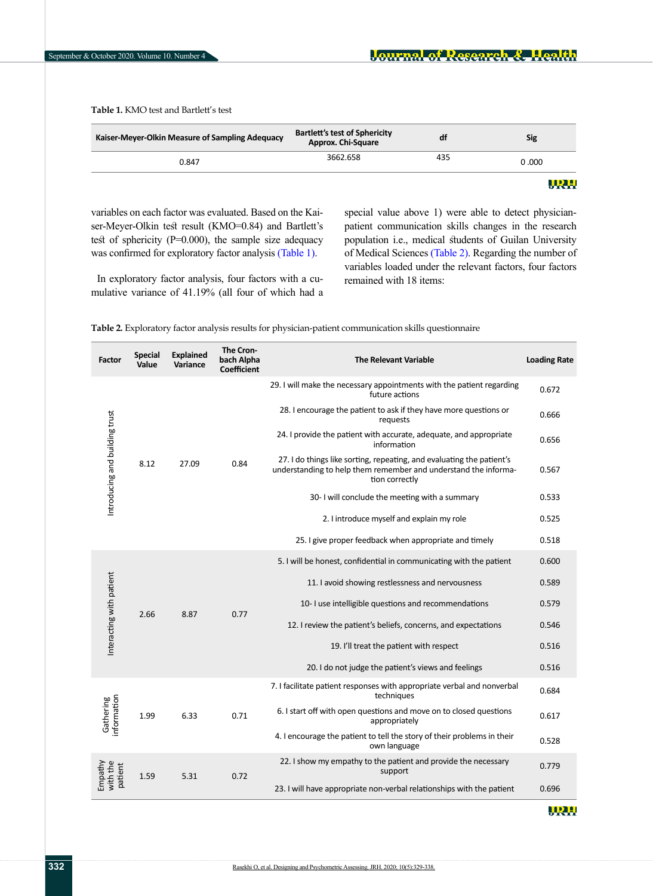**Table 1.** KMO test and Bartlett's test

| Kaiser-Meyer-Olkin Measure of Sampling Adequacy | Bartlett's test of Sphericity Approx. Chi-Square | df | Sig |
|---|---|---|---|
| 0.847 | 3662.658 | 435 | 0 .000 |

variables on each factor was evaluated. Based on the Kaiser-Meyer-Olkin test result (KMO=0.84) and Bartlett's test of sphericity (P=0.000), the sample size adequacy was confirmed for exploratory factor analysis (Table 1).

In exploratory factor analysis, four factors with a cumulative variance of 41.19% (all four of which had a special value above 1) were able to detect physician-patient communication skills changes in the research population i.e., medical students of Guilan University of Medical Sciences (Table 2). Regarding the number of variables loaded under the relevant factors, four factors remained with 18 items:

**Table 2.** Exploratory factor analysis results for physician-patient communication skills questionnaire

| Factor | Special Value | Explained Variance | The Cronbach Alpha Coefficient | The Relevant Variable | Loading Rate |
|---|---|---|---|---|---|
| Introducing and building trust | 8.12 | 27.09 | 0.84 | 29. I will make the necessary appointments with the patient regarding future actions | 0.672 |
| | | | | 28. I encourage the patient to ask if they have more questions or requests | 0.666 |
| | | | | 24. I provide the patient with accurate, adequate, and appropriate information | 0.656 |
| | | | | 27. I do things like sorting, repeating, and evaluating the patient's understanding to help them remember and understand the information correctly | 0.567 |
| | | | | 30- I will conclude the meeting with a summary | 0.533 |
| | | | | 2. I introduce myself and explain my role | 0.525 |
| | | | | 25. I give proper feedback when appropriate and timely | 0.518 |
| Interacting with patient | 2.66 | 8.87 | 0.77 | 5. I will be honest, confidential in communicating with the patient | 0.600 |
| | | | | 11. I avoid showing restlessness and nervousness | 0.589 |
| | | | | 10- I use intelligible questions and recommendations | 0.579 |
| | | | | 12. I review the patient's beliefs, concerns, and expectations | 0.546 |
| | | | | 19. I'll treat the patient with respect | 0.516 |
| | | | | 20. I do not judge the patient's views and feelings | 0.516 |
| Gathering information | 1.99 | 6.33 | 0.71 | 7. I facilitate patient responses with appropriate verbal and nonverbal techniques | 0.684 |
| | | | | 6. I start off with open questions and move on to closed questions appropriately | 0.617 |
| | | | | 4. I encourage the patient to tell the story of their problems in their own language | 0.528 |
| Empathy with the patient | 1.59 | 5.31 | 0.72 | 22. I show my empathy to the patient and provide the necessary support | 0.779 |
| | | | | 23. I will have appropriate non-verbal relationships with the patient | 0.696 |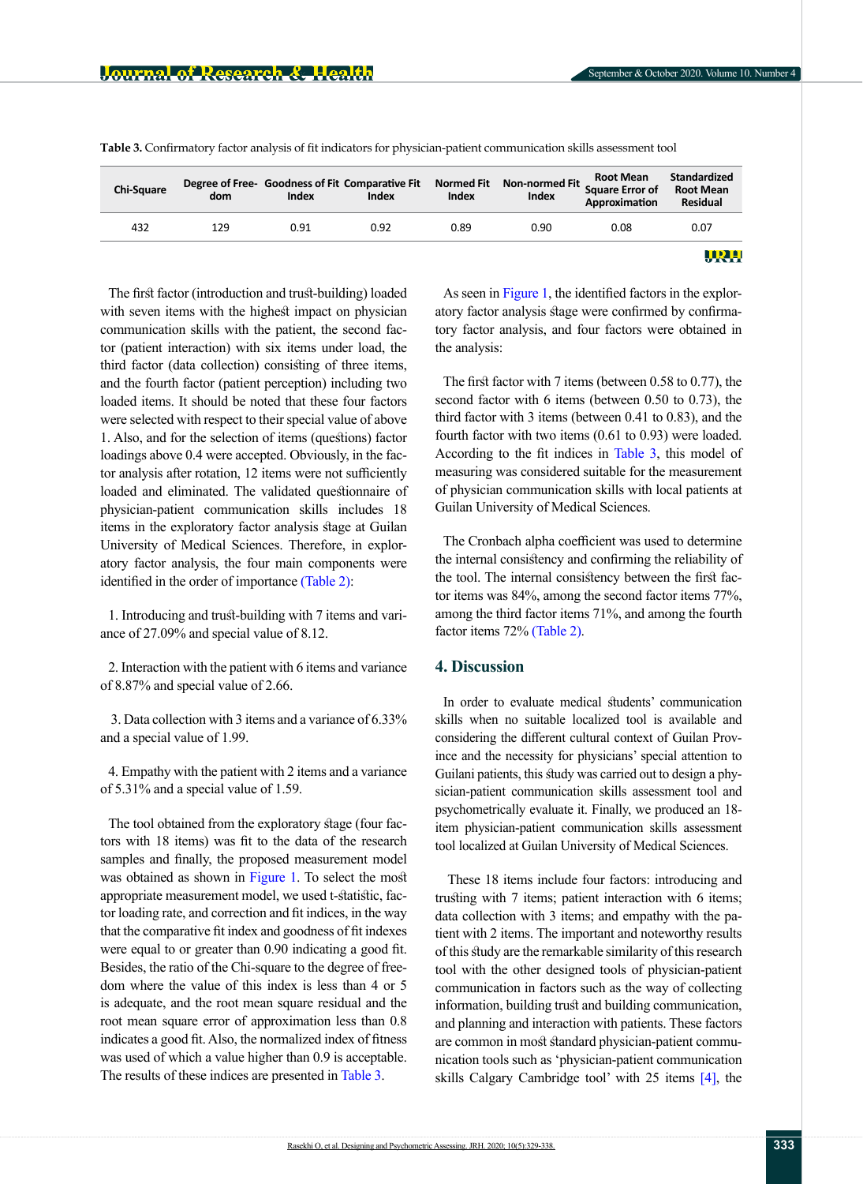**Table 3.** Confirmatory factor analysis of fit indicators for physician-patient communication skills assessment tool

| Chi-Square | Degree of Freedom | Goodness of Fit Index | Comparative Fit Index | Normed Fit Index | Non-normed Fit Index | Root Mean Square Error of Approximation | Standardized Root Mean Residual |
|---|---|---|---|---|---|---|---|
| 432 | 129 | 0.91 | 0.92 | 0.89 | 0.90 | 0.08 | 0.07 |

The first factor (introduction and trust-building) loaded with seven items with the highest impact on physician communication skills with the patient, the second factor (patient interaction) with six items under load, the third factor (data collection) consisting of three items, and the fourth factor (patient perception) including two loaded items. It should be noted that these four factors were selected with respect to their special value of above 1. Also, and for the selection of items (questions) factor loadings above 0.4 were accepted. Obviously, in the factor analysis after rotation, 12 items were not sufficiently loaded and eliminated. The validated questionnaire of physician-patient communication skills includes 18 items in the exploratory factor analysis stage at Guilan University of Medical Sciences. Therefore, in exploratory factor analysis, the four main components were identified in the order of importance (Table 2):

1. Introducing and trust-building with 7 items and variance of 27.09% and special value of 8.12.

2. Interaction with the patient with 6 items and variance of 8.87% and special value of 2.66.

3. Data collection with 3 items and a variance of 6.33% and a special value of 1.99.

4. Empathy with the patient with 2 items and a variance of 5.31% and a special value of 1.59.

The tool obtained from the exploratory stage (four factors with 18 items) was fit to the data of the research samples and finally, the proposed measurement model was obtained as shown in Figure 1. To select the most appropriate measurement model, we used t-statistic, factor loading rate, and correction and fit indices, in the way that the comparative fit index and goodness of fit indexes were equal to or greater than 0.90 indicating a good fit. Besides, the ratio of the Chi-square to the degree of freedom where the value of this index is less than 4 or 5 is adequate, and the root mean square residual and the root mean square error of approximation less than 0.8 indicates a good fit. Also, the normalized index of fitness was used of which a value higher than 0.9 is acceptable. The results of these indices are presented in Table 3.

As seen in Figure 1, the identified factors in the exploratory factor analysis stage were confirmed by confirmatory factor analysis, and four factors were obtained in the analysis:

The first factor with 7 items (between 0.58 to 0.77), the second factor with 6 items (between 0.50 to 0.73), the third factor with 3 items (between 0.41 to 0.83), and the fourth factor with two items (0.61 to 0.93) were loaded. According to the fit indices in Table 3, this model of measuring was considered suitable for the measurement of physician communication skills with local patients at Guilan University of Medical Sciences.

The Cronbach alpha coefficient was used to determine the internal consistency and confirming the reliability of the tool. The internal consistency between the first factor items was 84%, among the second factor items 77%, among the third factor items 71%, and among the fourth factor items 72% (Table 2).

## 4. Discussion

In order to evaluate medical students' communication skills when no suitable localized tool is available and considering the different cultural context of Guilan Province and the necessity for physicians' special attention to Guilani patients, this study was carried out to design a physician-patient communication skills assessment tool and psychometrically evaluate it. Finally, we produced an 18-item physician-patient communication skills assessment tool localized at Guilan University of Medical Sciences.

These 18 items include four factors: introducing and trusting with 7 items; patient interaction with 6 items; data collection with 3 items; and empathy with the patient with 2 items. The important and noteworthy results of this study are the remarkable similarity of this research tool with the other designed tools of physician-patient communication in factors such as the way of collecting information, building trust and building communication, and planning and interaction with patients. These factors are common in most standard physician-patient communication tools such as 'physician-patient communication skills Calgary Cambridge tool' with 25 items [4], the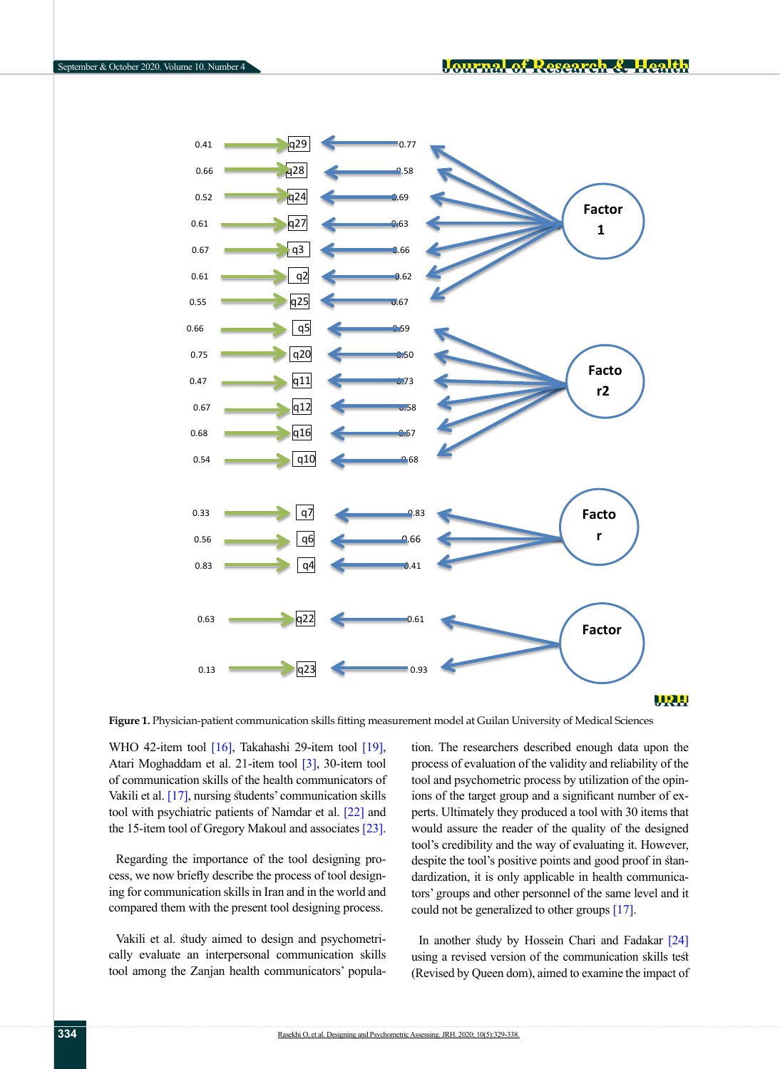**Figure 1.** Physician-patient communication skills fitting measurement model at Guilan University of Medical Sciences

WHO 42-item tool [16], Takahashi 29-item tool [19], Atari Moghaddam et al. 21-item tool [3], 30-item tool of communication skills of the health communicators of Vakili et al. [17], nursing students' communication skills tool with psychiatric patients of Namdar et al. [22] and the 15-item tool of Gregory Makoul and associates [23].

Regarding the importance of the tool designing process, we now briefly describe the process of tool designing for communication skills in Iran and in the world and compared them with the present tool designing process.

Vakili et al. study aimed to design and psychometrically evaluate an interpersonal communication skills tool among the Zanjan health communicators' population. The researchers described enough data upon the process of evaluation of the validity and reliability of the tool and psychometric process by utilization of the opinions of the target group and a significant number of experts. Ultimately they produced a tool with 30 items that would assure the reader of the quality of the designed tool's credibility and the way of evaluating it. However, despite the tool's positive points and good proof in standardization, it is only applicable in health communicators' groups and other personnel of the same level and it could not be generalized to other groups [17].

In another study by Hossein Chari and Fadakar [24] using a revised version of the communication skills test (Revised by Queen dom), aimed to examine the impact of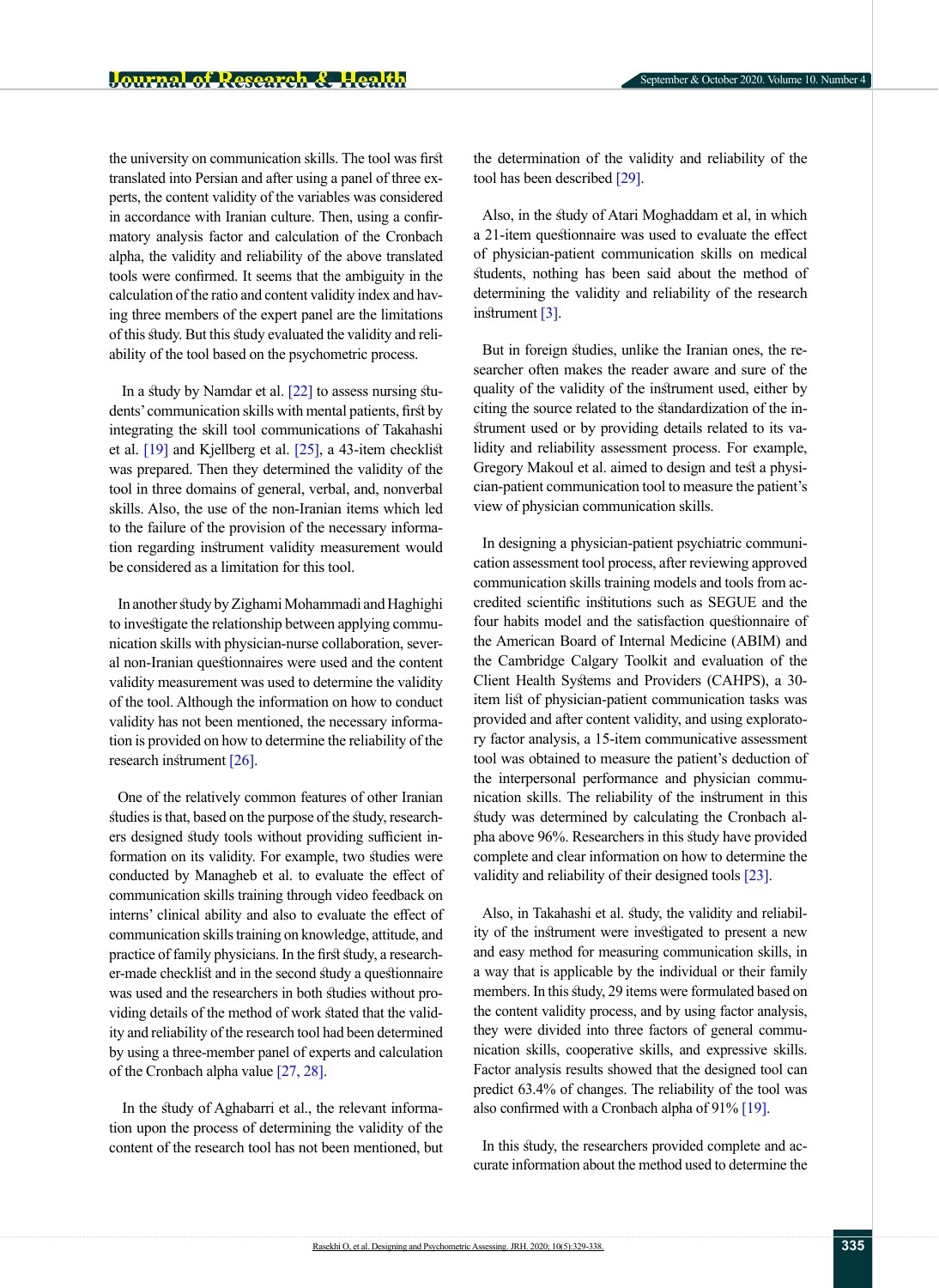the university on communication skills. The tool was first translated into Persian and after using a panel of three experts, the content validity of the variables was considered in accordance with Iranian culture. Then, using a confirmatory analysis factor and calculation of the Cronbach alpha, the validity and reliability of the above translated tools were confirmed. It seems that the ambiguity in the calculation of the ratio and content validity index and having three members of the expert panel are the limitations of this study. But this study evaluated the validity and reliability of the tool based on the psychometric process.

In a study by Namdar et al. [22] to assess nursing students' communication skills with mental patients, first by integrating the skill tool communications of Takahashi et al. [19] and Kjellberg et al. [25], a 43-item checklist was prepared. Then they determined the validity of the tool in three domains of general, verbal, and, nonverbal skills. Also, the use of the non-Iranian items which led to the failure of the provision of the necessary information regarding instrument validity measurement would be considered as a limitation for this tool.

In another study by Zighami Mohammadi and Haghighi to investigate the relationship between applying communication skills with physician-nurse collaboration, several non-Iranian questionnaires were used and the content validity measurement was used to determine the validity of the tool. Although the information on how to conduct validity has not been mentioned, the necessary information is provided on how to determine the reliability of the research instrument [26].

One of the relatively common features of other Iranian studies is that, based on the purpose of the study, researchers designed study tools without providing sufficient information on its validity. For example, two studies were conducted by Managheb et al. to evaluate the effect of communication skills training through video feedback on interns' clinical ability and also to evaluate the effect of communication skills training on knowledge, attitude, and practice of family physicians. In the first study, a researcher-made checklist and in the second study a questionnaire was used and the researchers in both studies without providing details of the method of work stated that the validity and reliability of the research tool had been determined by using a three-member panel of experts and calculation of the Cronbach alpha value [27, 28].

In the study of Aghabarri et al., the relevant information upon the process of determining the validity of the content of the research tool has not been mentioned, but the determination of the validity and reliability of the tool has been described [29].

Also, in the study of Atari Moghaddam et al, in which a 21-item questionnaire was used to evaluate the effect of physician-patient communication skills on medical students, nothing has been said about the method of determining the validity and reliability of the research instrument [3].

But in foreign studies, unlike the Iranian ones, the researcher often makes the reader aware and sure of the quality of the validity of the instrument used, either by citing the source related to the standardization of the instrument used or by providing details related to its validity and reliability assessment process. For example, Gregory Makoul et al. aimed to design and test a physician-patient communication tool to measure the patient's view of physician communication skills.

In designing a physician-patient psychiatric communication assessment tool process, after reviewing approved communication skills training models and tools from accredited scientific institutions such as SEGUE and the four habits model and the satisfaction questionnaire of the American Board of Internal Medicine (ABIM) and the Cambridge Calgary Toolkit and evaluation of the Client Health Systems and Providers (CAHPS), a 30-item list of physician-patient communication tasks was provided and after content validity, and using exploratory factor analysis, a 15-item communicative assessment tool was obtained to measure the patient's deduction of the interpersonal performance and physician communication skills. The reliability of the instrument in this study was determined by calculating the Cronbach alpha above 96%. Researchers in this study have provided complete and clear information on how to determine the validity and reliability of their designed tools [23].

Also, in Takahashi et al. study, the validity and reliability of the instrument were investigated to present a new and easy method for measuring communication skills, in a way that is applicable by the individual or their family members. In this study, 29 items were formulated based on the content validity process, and by using factor analysis, they were divided into three factors of general communication skills, cooperative skills, and expressive skills. Factor analysis results showed that the designed tool can predict 63.4% of changes. The reliability of the tool was also confirmed with a Cronbach alpha of 91% [19].

In this study, the researchers provided complete and accurate information about the method used to determine the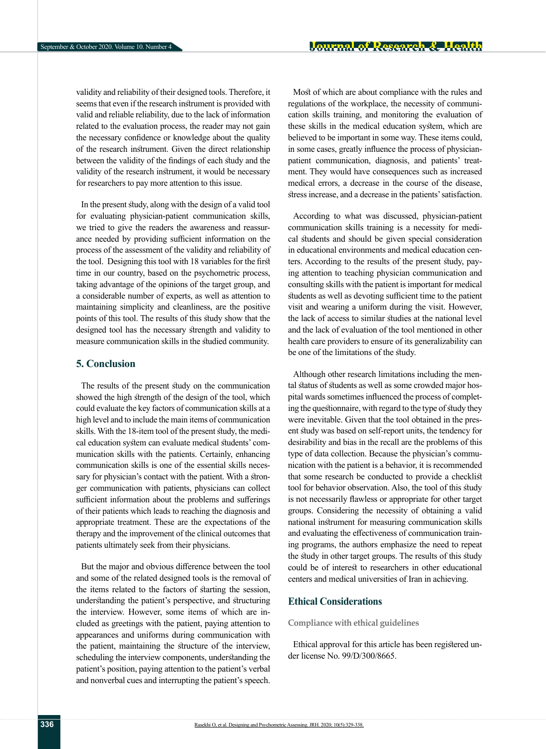validity and reliability of their designed tools. Therefore, it seems that even if the research instrument is provided with valid and reliable reliability, due to the lack of information related to the evaluation process, the reader may not gain the necessary confidence or knowledge about the quality of the research instrument. Given the direct relationship between the validity of the findings of each study and the validity of the research instrument, it would be necessary for researchers to pay more attention to this issue.

In the present study, along with the design of a valid tool for evaluating physician-patient communication skills, we tried to give the readers the awareness and reassurance needed by providing sufficient information on the process of the assessment of the validity and reliability of the tool. Designing this tool with 18 variables for the first time in our country, based on the psychometric process, taking advantage of the opinions of the target group, and a considerable number of experts, as well as attention to maintaining simplicity and cleanliness, are the positive points of this tool. The results of this study show that the designed tool has the necessary strength and validity to measure communication skills in the studied community.

## 5. Conclusion

The results of the present study on the communication showed the high strength of the design of the tool, which could evaluate the key factors of communication skills at a high level and to include the main items of communication skills. With the 18-item tool of the present study, the medical education system can evaluate medical students' communication skills with the patients. Certainly, enhancing communication skills is one of the essential skills necessary for physician's contact with the patient. With a stronger communication with patients, physicians can collect sufficient information about the problems and sufferings of their patients which leads to reaching the diagnosis and appropriate treatment. These are the expectations of the therapy and the improvement of the clinical outcomes that patients ultimately seek from their physicians.

But the major and obvious difference between the tool and some of the related designed tools is the removal of the items related to the factors of starting the session, understanding the patient's perspective, and structuring the interview. However, some items of which are included as greetings with the patient, paying attention to appearances and uniforms during communication with the patient, maintaining the structure of the interview, scheduling the interview components, understanding the patient's position, paying attention to the patient's verbal and nonverbal cues and interrupting the patient's speech.

Most of which are about compliance with the rules and regulations of the workplace, the necessity of communication skills training, and monitoring the evaluation of these skills in the medical education system, which are believed to be important in some way. These items could, in some cases, greatly influence the process of physician-patient communication, diagnosis, and patients' treatment. They would have consequences such as increased medical errors, a decrease in the course of the disease, stress increase, and a decrease in the patients' satisfaction.

According to what was discussed, physician-patient communication skills training is a necessity for medical students and should be given special consideration in educational environments and medical education centers. According to the results of the present study, paying attention to teaching physician communication and consulting skills with the patient is important for medical students as well as devoting sufficient time to the patient visit and wearing a uniform during the visit. However, the lack of access to similar studies at the national level and the lack of evaluation of the tool mentioned in other health care providers to ensure of its generalizability can be one of the limitations of the study.

Although other research limitations including the mental status of students as well as some crowded major hospital wards sometimes influenced the process of completing the questionnaire, with regard to the type of study they were inevitable. Given that the tool obtained in the present study was based on self-report units, the tendency for desirability and bias in the recall are the problems of this type of data collection. Because the physician's communication with the patient is a behavior, it is recommended that some research be conducted to provide a checklist tool for behavior observation. Also, the tool of this study is not necessarily flawless or appropriate for other target groups. Considering the necessity of obtaining a valid national instrument for measuring communication skills and evaluating the effectiveness of communication training programs, the authors emphasize the need to repeat the study in other target groups. The results of this study could be of interest to researchers in other educational centers and medical universities of Iran in achieving.

## Ethical Considerations

### Compliance with ethical guidelines

Ethical approval for this article has been registered under license No. 99/D/300/8665.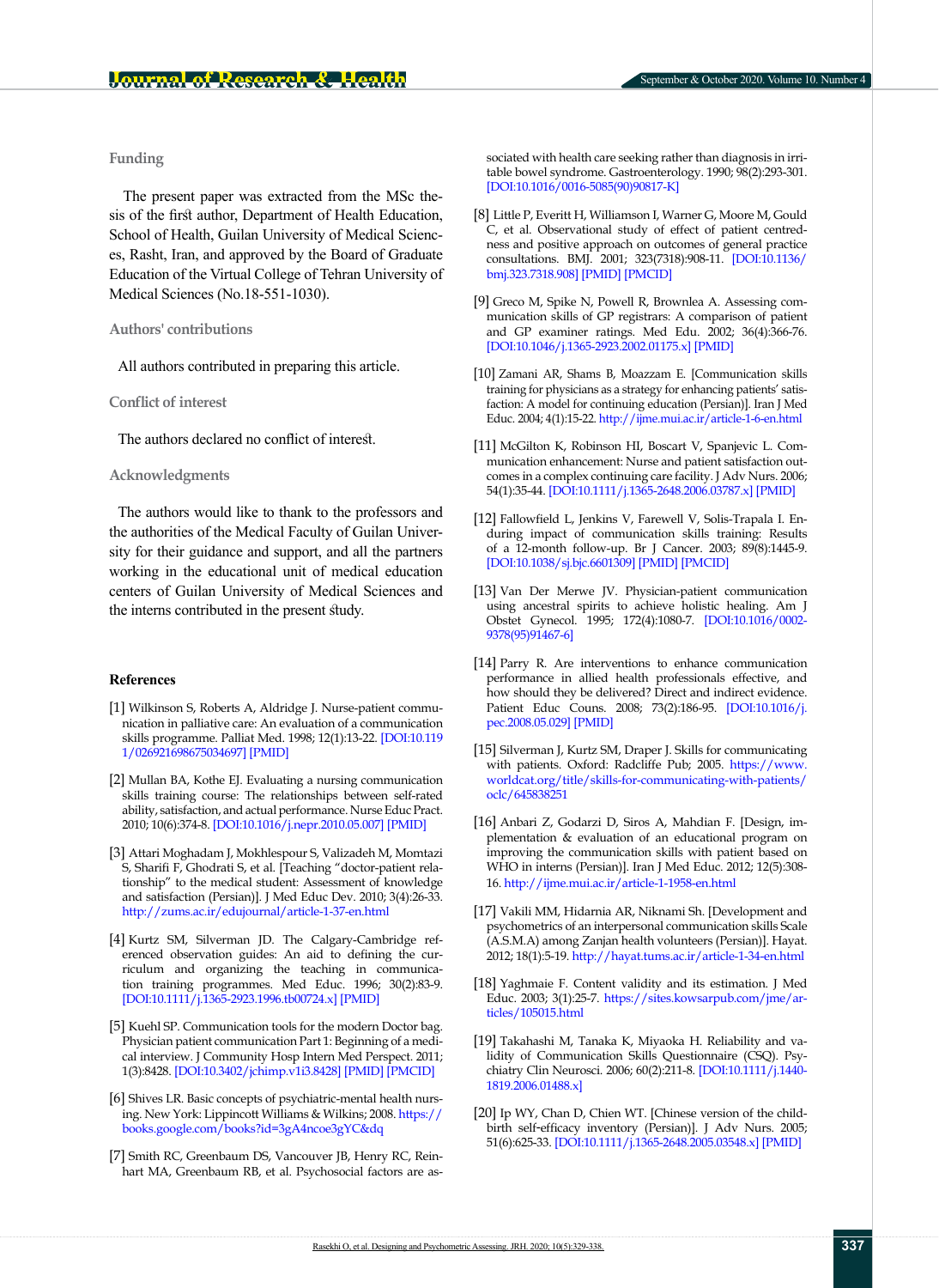## Funding

The present paper was extracted from the MSc thesis of the first author, Department of Health Education, School of Health, Guilan University of Medical Sciences, Rasht, Iran, and approved by the Board of Graduate Education of the Virtual College of Tehran University of Medical Sciences (No.18-551-1030).

## Authors' contributions

All authors contributed in preparing this article.

## Conflict of interest

The authors declared no conflict of interest.

## Acknowledgments

The authors would like to thank to the professors and the authorities of the Medical Faculty of Guilan University for their guidance and support, and all the partners working in the educational unit of medical education centers of Guilan University of Medical Sciences and the interns contributed in the present study.

## References

[1] Wilkinson S, Roberts A, Aldridge J. Nurse-patient communication in palliative care: An evaluation of a communication skills programme. Palliat Med. 1998; 12(1):13-22. [DOI:10.1191/026921698675034697] [PMID]

[2] Mullan BA, Kothe EJ. Evaluating a nursing communication skills training course: The relationships between self-rated ability, satisfaction, and actual performance. Nurse Educ Pract. 2010; 10(6):374-8. [DOI:10.1016/j.nepr.2010.05.007] [PMID]

[3] Attari Moghadam J, Mokhlespour S, Valizadeh M, Momtazi S, Sharifi F, Ghodrati S, et al. [Teaching "doctor-patient relationship" to the medical student: Assessment of knowledge and satisfaction (Persian)]. J Med Educ Dev. 2010; 3(4):26-33. http://zums.ac.ir/edujournal/article-1-37-en.html

[4] Kurtz SM, Silverman JD. The Calgary-Cambridge referenced observation guides: An aid to defining the curriculum and organizing the teaching in communication training programmes. Med Educ. 1996; 30(2):83-9. [DOI:10.1111/j.1365-2923.1996.tb00724.x] [PMID]

[5] Kuehl SP. Communication tools for the modern Doctor bag. Physician patient communication Part 1: Beginning of a medical interview. J Community Hosp Intern Med Perspect. 2011; 1(3):8428. [DOI:10.3402/jchimp.v1i3.8428] [PMID] [PMCID]

[6] Shives LR. Basic concepts of psychiatric-mental health nursing. New York: Lippincott Williams & Wilkins; 2008. https://books.google.com/books?id=3gA4ncoe3gYC&dq

[7] Smith RC, Greenbaum DS, Vancouver JB, Henry RC, Reinhart MA, Greenbaum RB, et al. Psychosocial factors are associated with health care seeking rather than diagnosis in irritable bowel syndrome. Gastroenterology. 1990; 98(2):293-301. [DOI:10.1016/0016-5085(90)90817-K]

[8] Little P, Everitt H, Williamson I, Warner G, Moore M, Gould C, et al. Observational study of effect of patient centredness and positive approach on outcomes of general practice consultations. BMJ. 2001; 323(7318):908-11. [DOI:10.1136/bmj.323.7318.908] [PMID] [PMCID]

[9] Greco M, Spike N, Powell R, Brownlea A. Assessing communication skills of GP registrars: A comparison of patient and GP examiner ratings. Med Edu. 2002; 36(4):366-76. [DOI:10.1046/j.1365-2923.2002.01175.x] [PMID]

[10] Zamani AR, Shams B, Moazzam E. [Communication skills training for physicians as a strategy for enhancing patients' satisfaction: A model for continuing education (Persian)]. Iran J Med Educ. 2004; 4(1):15-22. http://ijme.mui.ac.ir/article-1-6-en.html

[11] McGilton K, Robinson HI, Boscart V, Spanjevic L. Communication enhancement: Nurse and patient satisfaction outcomes in a complex continuing care facility. J Adv Nurs. 2006; 54(1):35-44. [DOI:10.1111/j.1365-2648.2006.03787.x] [PMID]

[12] Fallowfield L, Jenkins V, Farewell V, Solis-Trapala I. Enduring impact of communication skills training: Results of a 12-month follow-up. Br J Cancer. 2003; 89(8):1445-9. [DOI:10.1038/sj.bjc.6601309] [PMID] [PMCID]

[13] Van Der Merwe JV. Physician-patient communication using ancestral spirits to achieve holistic healing. Am J Obstet Gynecol. 1995; 172(4):1080-7. [DOI:10.1016/0002-9378(95)91467-6]

[14] Parry R. Are interventions to enhance communication performance in allied health professionals effective, and how should they be delivered? Direct and indirect evidence. Patient Educ Couns. 2008; 73(2):186-95. [DOI:10.1016/j.pec.2008.05.029] [PMID]

[15] Silverman J, Kurtz SM, Draper J. Skills for communicating with patients. Oxford: Radcliffe Pub; 2005. https://www.worldcat.org/title/skills-for-communicating-with-patients/oclc/645838251

[16] Anbari Z, Godarzi D, Siros A, Mahdian F. [Design, implementation & evaluation of an educational program on improving the communication skills with patient based on WHO in interns (Persian)]. Iran J Med Educ. 2012; 12(5):308-16. http://ijme.mui.ac.ir/article-1-1958-en.html

[17] Vakili MM, Hidarnia AR, Niknami Sh. [Development and psychometrics of an interpersonal communication skills Scale (A.S.M.A) among Zanjan health volunteers (Persian)]. Hayat. 2012; 18(1):5-19. http://hayat.tums.ac.ir/article-1-34-en.html

[18] Yaghmaie F. Content validity and its estimation. J Med Educ. 2003; 3(1):25-7. https://sites.kowsarpub.com/jme/articles/105015.html

[19] Takahashi M, Tanaka K, Miyaoka H. Reliability and validity of Communication Skills Questionnaire (CSQ). Psychiatry Clin Neurosci. 2006; 60(2):211-8. [DOI:10.1111/j.1440-1819.2006.01488.x]

[20] Ip WY, Chan D, Chien WT. [Chinese version of the childbirth self-efficacy inventory (Persian)]. J Adv Nurs. 2005; 51(6):625-33. [DOI:10.1111/j.1365-2648.2005.03548.x] [PMID]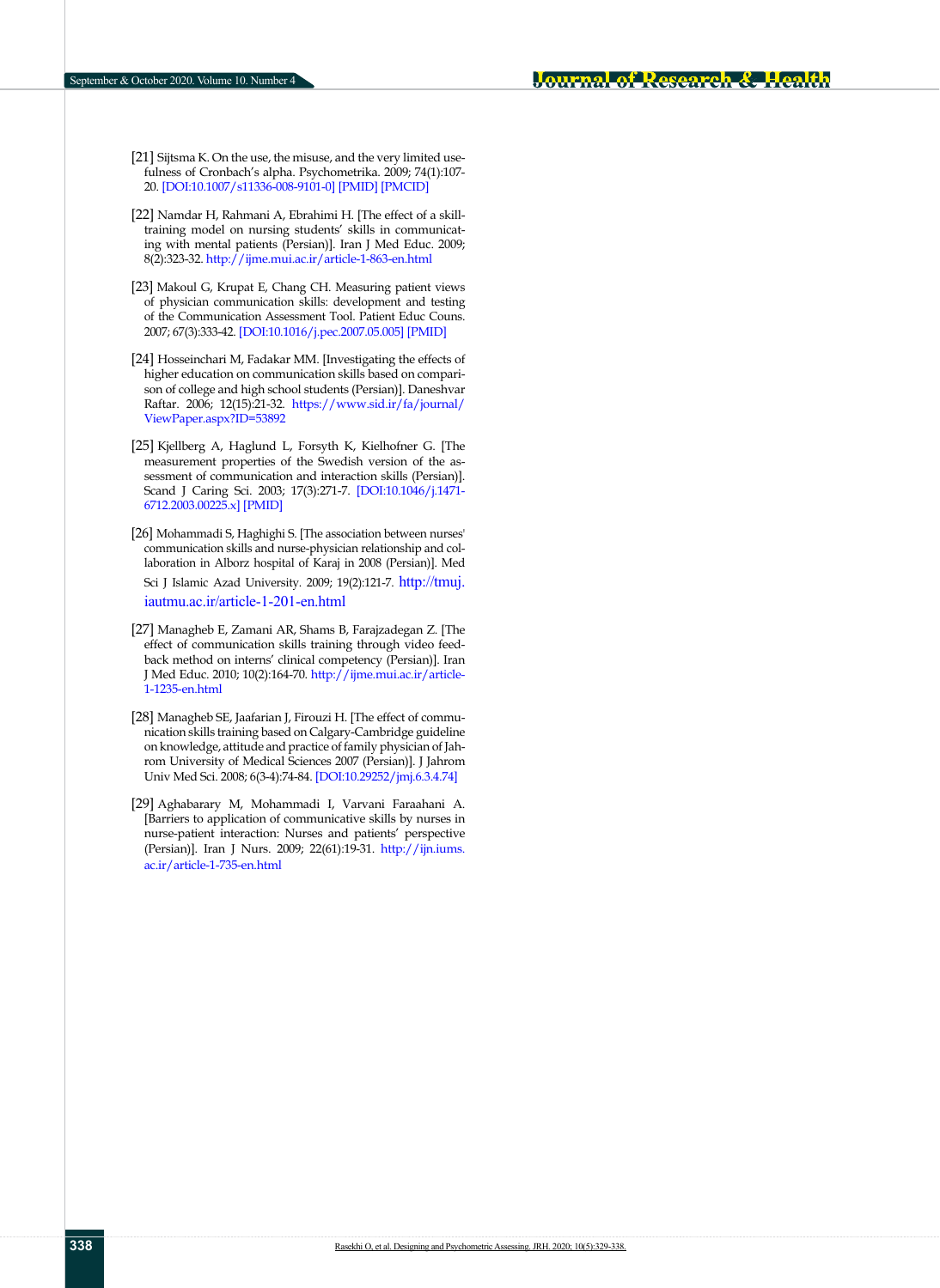[21] Sijtsma K. On the use, the misuse, and the very limited usefulness of Cronbach's alpha. Psychometrika. 2009; 74(1):107-20. [DOI:10.1007/s11336-008-9101-0] [PMID] [PMCID]

[22] Namdar H, Rahmani A, Ebrahimi H. [The effect of a skill-training model on nursing students' skills in communicating with mental patients (Persian)]. Iran J Med Educ. 2009; 8(2):323-32. http://ijme.mui.ac.ir/article-1-863-en.html

[23] Makoul G, Krupat E, Chang CH. Measuring patient views of physician communication skills: development and testing of the Communication Assessment Tool. Patient Educ Couns. 2007; 67(3):333-42. [DOI:10.1016/j.pec.2007.05.005] [PMID]

[24] Hosseinchari M, Fadakar MM. [Investigating the effects of higher education on communication skills based on comparison of college and high school students (Persian)]. Daneshvar Raftar. 2006; 12(15):21-32. https://www.sid.ir/fa/journal/ViewPaper.aspx?ID=53892

[25] Kjellberg A, Haglund L, Forsyth K, Kielhofner G. [The measurement properties of the Swedish version of the assessment of communication and interaction skills (Persian)]. Scand J Caring Sci. 2003; 17(3):271-7. [DOI:10.1046/j.1471-6712.2003.00225.x] [PMID]

[26] Mohammadi S, Haghighi S. [The association between nurses' communication skills and nurse-physician relationship and collaboration in Alborz hospital of Karaj in 2008 (Persian)]. Med Sci J Islamic Azad University. 2009; 19(2):121-7. http://tmuj.iautmu.ac.ir/article-1-201-en.html

[27] Managheb E, Zamani AR, Shams B, Farajzadegan Z. [The effect of communication skills training through video feedback method on interns' clinical competency (Persian)]. Iran J Med Educ. 2010; 10(2):164-70. http://ijme.mui.ac.ir/article-1-1235-en.html

[28] Managheb SE, Jaafarian J, Firouzi H. [The effect of communication skills training based on Calgary-Cambridge guideline on knowledge, attitude and practice of family physician of Jahrom University of Medical Sciences 2007 (Persian)]. J Jahrom Univ Med Sci. 2008; 6(3-4):74-84. [DOI:10.29252/jmj.6.3.4.74]

[29] Aghabarary M, Mohammadi I, Varvani Faraahani A. [Barriers to application of communicative skills by nurses in nurse-patient interaction: Nurses and patients' perspective (Persian)]. Iran J Nurs. 2009; 22(61):19-31. http://ijn.iums.ac.ir/article-1-735-en.html